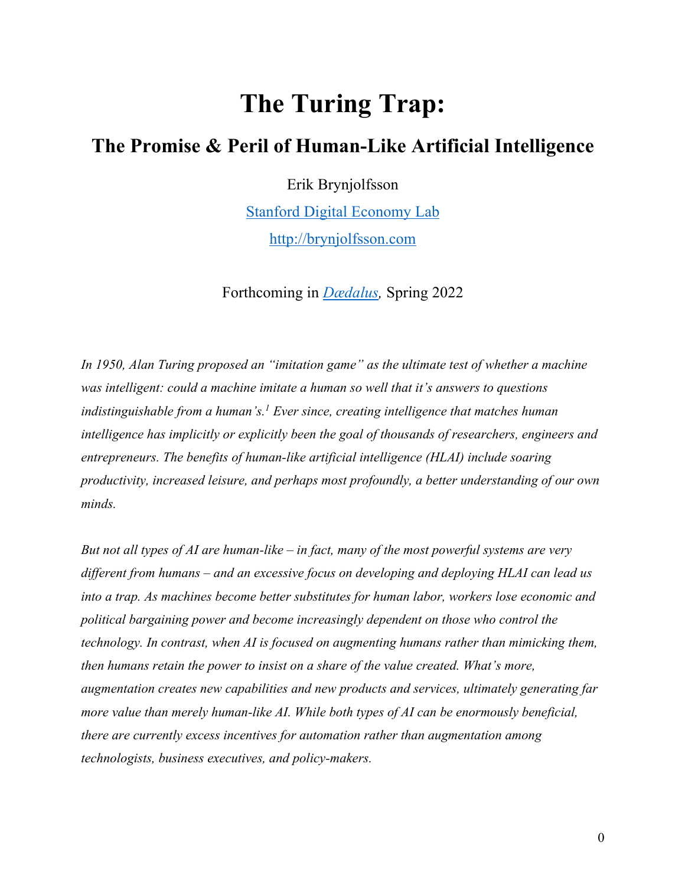# The Turing Trap:

## The Promise & Peril of Human-Like Artificial Intelligence

Erik Brynjolfsson

[Stanford Digital Economy Lab](Stanford Digital Economy Lab)

[http://brynjolfsson.com](http://brynjolfsson.com)

Forthcoming in *Dædalus*, Spring 2022

*In 1950, Alan Turing proposed an "imitation game" as the ultimate test of whether a machine was intelligent: could a machine imitate a human so well that it's answers to questions indistinguishable from a human's.*[1] *Ever since, creating intelligence that matches human intelligence has implicitly or explicitly been the goal of thousands of researchers, engineers and entrepreneurs. The benefits of human-like artificial intelligence (HLAI) include soaring productivity, increased leisure, and perhaps most profoundly, a better understanding of our own minds.*

*But not all types of AI are human-like – in fact, many of the most powerful systems are very different from humans – and an excessive focus on developing and deploying HLAI can lead us into a trap. As machines become better substitutes for human labor, workers lose economic and political bargaining power and become increasingly dependent on those who control the technology. In contrast, when AI is focused on augmenting humans rather than mimicking them, then humans retain the power to insist on a share of the value created. What's more, augmentation creates new capabilities and new products and services, ultimately generating far more value than merely human-like AI. While both types of AI can be enormously beneficial, there are currently excess incentives for automation rather than augmentation among technologists, business executives, and policy-makers.*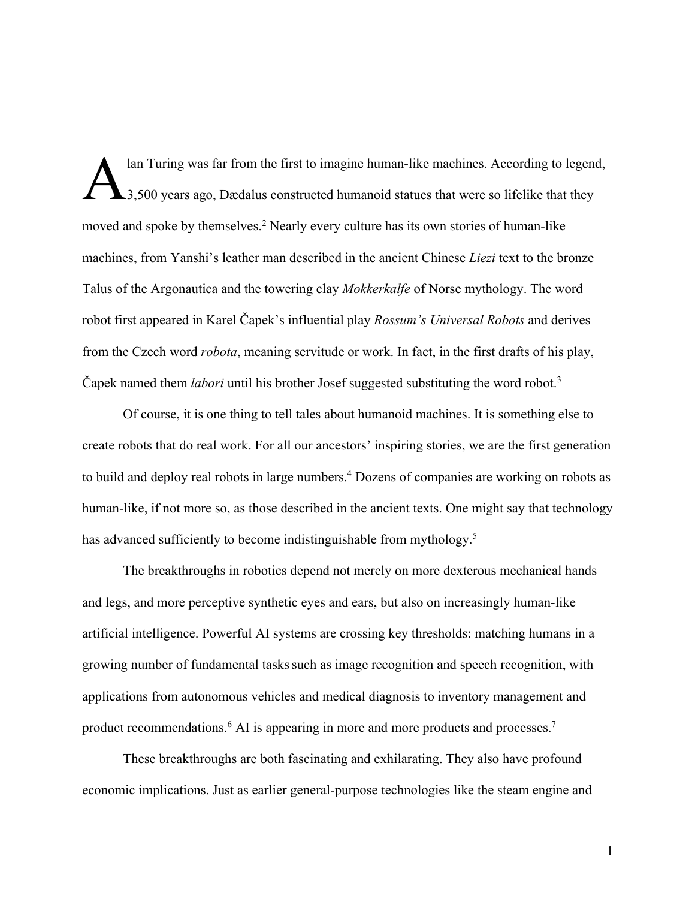Alan Turing was far from the first to imagine human-like machines. According to legend, 3,500 years ago, Dædalus constructed humanoid statues that were so lifelike that they moved and spoke by themselves.[2] Nearly every culture has its own stories of human-like machines, from Yanshi's leather man described in the ancient Chinese *Liezi* text to the bronze Talus of the Argonautica and the towering clay *Mokkerkalfe* of Norse mythology. The word robot first appeared in Karel Čapek's influential play *Rossum's Universal Robots* and derives from the Czech word *robota*, meaning servitude or work. In fact, in the first drafts of his play, Čapek named them *labori* until his brother Josef suggested substituting the word robot.[3]

Of course, it is one thing to tell tales about humanoid machines. It is something else to create robots that do real work. For all our ancestors' inspiring stories, we are the first generation to build and deploy real robots in large numbers.[4] Dozens of companies are working on robots as human-like, if not more so, as those described in the ancient texts. One might say that technology has advanced sufficiently to become indistinguishable from mythology.[5]

The breakthroughs in robotics depend not merely on more dexterous mechanical hands and legs, and more perceptive synthetic eyes and ears, but also on increasingly human-like artificial intelligence. Powerful AI systems are crossing key thresholds: matching humans in a growing number of fundamental tasks such as image recognition and speech recognition, with applications from autonomous vehicles and medical diagnosis to inventory management and product recommendations.[6] AI is appearing in more and more products and processes.[7]

These breakthroughs are both fascinating and exhilarating. They also have profound economic implications. Just as earlier general-purpose technologies like the steam engine and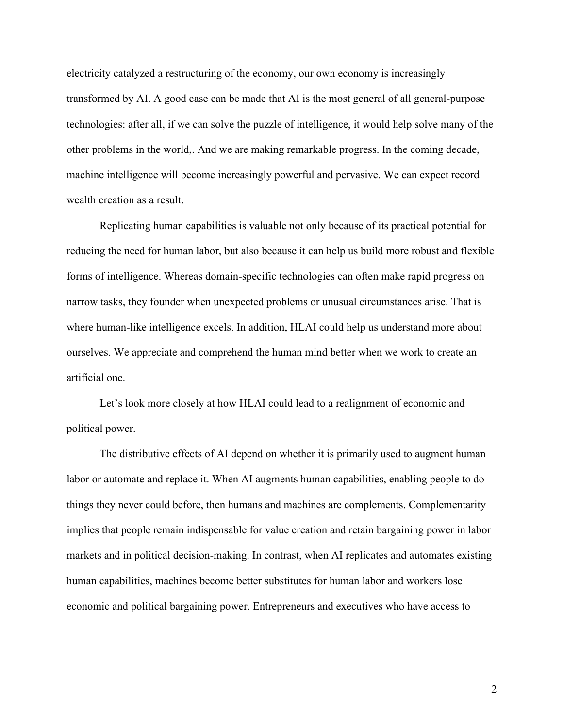electricity catalyzed a restructuring of the economy, our own economy is increasingly transformed by AI. A good case can be made that AI is the most general of all general-purpose technologies: after all, if we can solve the puzzle of intelligence, it would help solve many of the other problems in the world,. And we are making remarkable progress. In the coming decade, machine intelligence will become increasingly powerful and pervasive. We can expect record wealth creation as a result.

Replicating human capabilities is valuable not only because of its practical potential for reducing the need for human labor, but also because it can help us build more robust and flexible forms of intelligence. Whereas domain-specific technologies can often make rapid progress on narrow tasks, they founder when unexpected problems or unusual circumstances arise. That is where human-like intelligence excels. In addition, HLAI could help us understand more about ourselves. We appreciate and comprehend the human mind better when we work to create an artificial one.

Let's look more closely at how HLAI could lead to a realignment of economic and political power.

The distributive effects of AI depend on whether it is primarily used to augment human labor or automate and replace it. When AI augments human capabilities, enabling people to do things they never could before, then humans and machines are complements. Complementarity implies that people remain indispensable for value creation and retain bargaining power in labor markets and in political decision-making. In contrast, when AI replicates and automates existing human capabilities, machines become better substitutes for human labor and workers lose economic and political bargaining power. Entrepreneurs and executives who have access to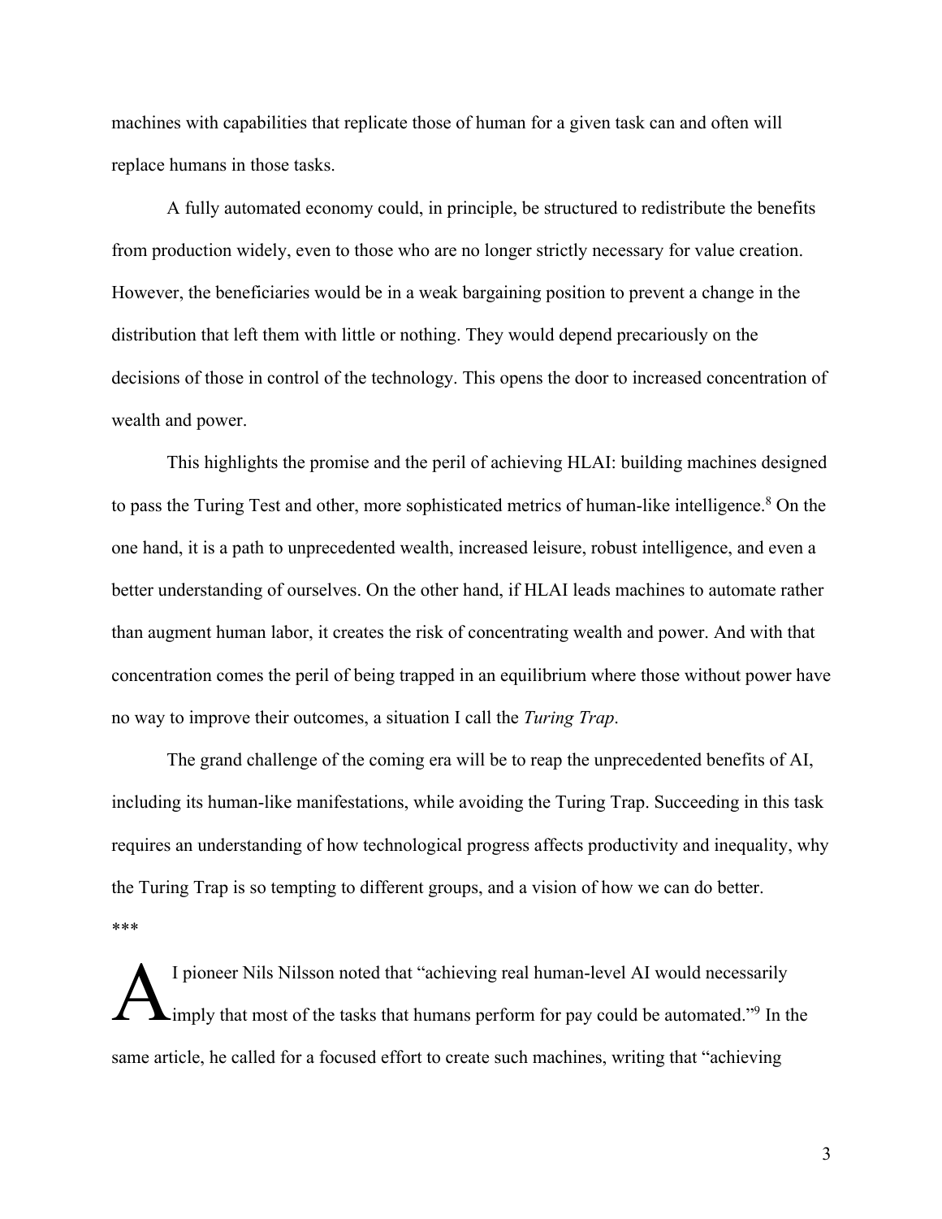machines with capabilities that replicate those of human for a given task can and often will replace humans in those tasks.

A fully automated economy could, in principle, be structured to redistribute the benefits from production widely, even to those who are no longer strictly necessary for value creation. However, the beneficiaries would be in a weak bargaining position to prevent a change in the distribution that left them with little or nothing. They would depend precariously on the decisions of those in control of the technology. This opens the door to increased concentration of wealth and power.

This highlights the promise and the peril of achieving HLAI: building machines designed to pass the Turing Test and other, more sophisticated metrics of human-like intelligence.[8] On the one hand, it is a path to unprecedented wealth, increased leisure, robust intelligence, and even a better understanding of ourselves. On the other hand, if HLAI leads machines to automate rather than augment human labor, it creates the risk of concentrating wealth and power. And with that concentration comes the peril of being trapped in an equilibrium where those without power have no way to improve their outcomes, a situation I call the *Turing Trap*.

The grand challenge of the coming era will be to reap the unprecedented benefits of AI, including its human-like manifestations, while avoiding the Turing Trap. Succeeding in this task requires an understanding of how technological progress affects productivity and inequality, why the Turing Trap is so tempting to different groups, and a vision of how we can do better.

***

AI pioneer Nils Nilsson noted that "achieving real human-level AI would necessarily imply that most of the tasks that humans perform for pay could be automated."[9] In the same article, he called for a focused effort to create such machines, writing that "achieving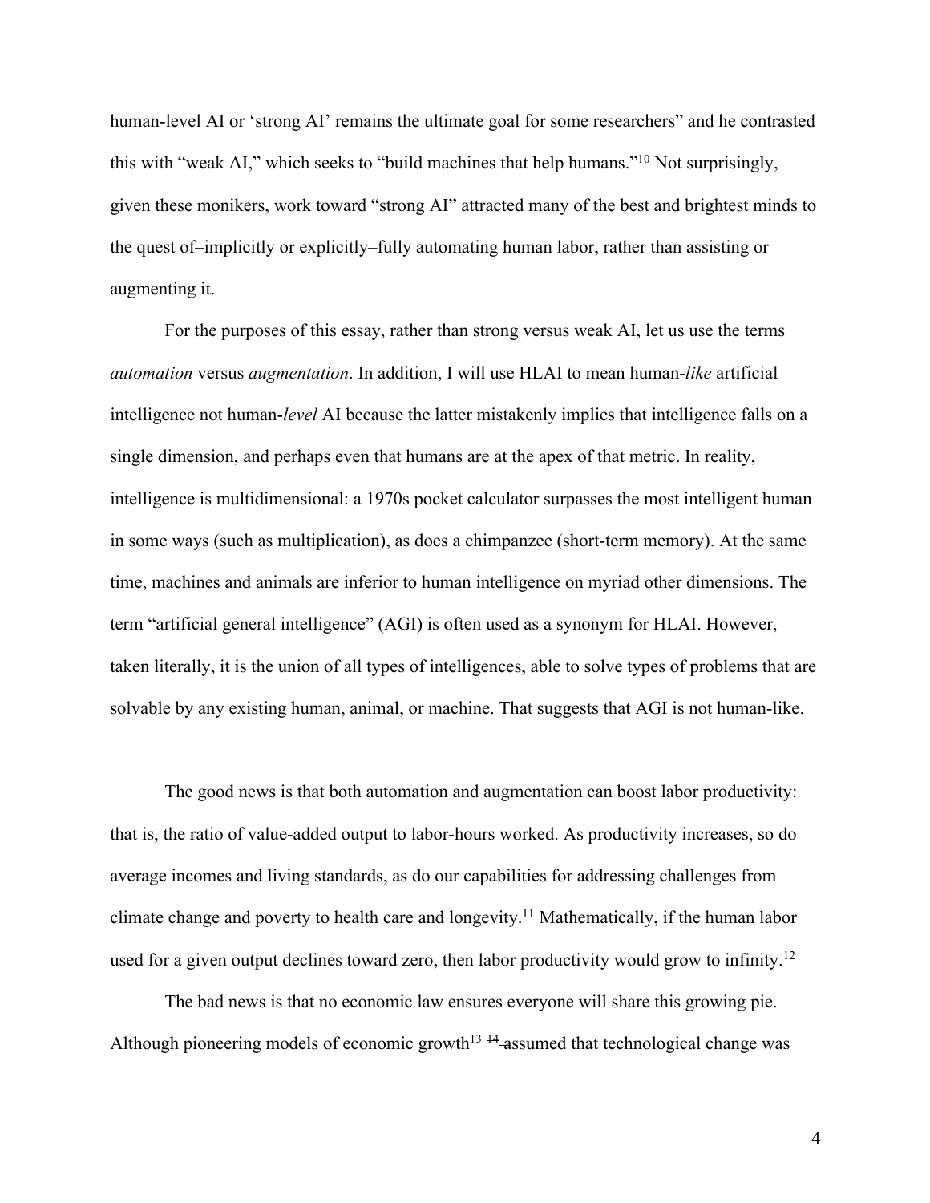human-level AI or 'strong AI' remains the ultimate goal for some researchers" and he contrasted this with "weak AI," which seeks to "build machines that help humans."[10] Not surprisingly, given these monikers, work toward "strong AI" attracted many of the best and brightest minds to the quest of–implicitly or explicitly–fully automating human labor, rather than assisting or augmenting it.

For the purposes of this essay, rather than strong versus weak AI, let us use the terms *automation* versus *augmentation*. In addition, I will use HLAI to mean human-*like* artificial intelligence not human-*level* AI because the latter mistakenly implies that intelligence falls on a single dimension, and perhaps even that humans are at the apex of that metric. In reality, intelligence is multidimensional: a 1970s pocket calculator surpasses the most intelligent human in some ways (such as multiplication), as does a chimpanzee (short-term memory). At the same time, machines and animals are inferior to human intelligence on myriad other dimensions. The term "artificial general intelligence" (AGI) is often used as a synonym for HLAI. However, taken literally, it is the union of all types of intelligences, able to solve types of problems that are solvable by any existing human, animal, or machine. That suggests that AGI is not human-like.

The good news is that both automation and augmentation can boost labor productivity: that is, the ratio of value-added output to labor-hours worked. As productivity increases, so do average incomes and living standards, as do our capabilities for addressing challenges from climate change and poverty to health care and longevity.[11] Mathematically, if the human labor used for a given output declines toward zero, then labor productivity would grow to infinity.[12]

The bad news is that no economic law ensures everyone will share this growing pie. Although pioneering models of economic growth[13] ~~[14] a~~ assumed that technological change was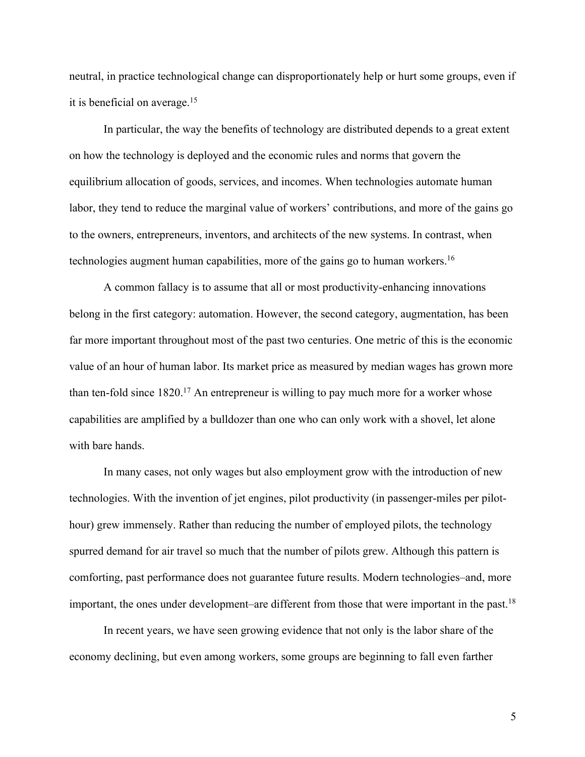neutral, in practice technological change can disproportionately help or hurt some groups, even if it is beneficial on average.[15]

In particular, the way the benefits of technology are distributed depends to a great extent on how the technology is deployed and the economic rules and norms that govern the equilibrium allocation of goods, services, and incomes. When technologies automate human labor, they tend to reduce the marginal value of workers' contributions, and more of the gains go to the owners, entrepreneurs, inventors, and architects of the new systems. In contrast, when technologies augment human capabilities, more of the gains go to human workers.[16]

A common fallacy is to assume that all or most productivity-enhancing innovations belong in the first category: automation. However, the second category, augmentation, has been far more important throughout most of the past two centuries. One metric of this is the economic value of an hour of human labor. Its market price as measured by median wages has grown more than ten-fold since 1820.[17] An entrepreneur is willing to pay much more for a worker whose capabilities are amplified by a bulldozer than one who can only work with a shovel, let alone with bare hands.

In many cases, not only wages but also employment grow with the introduction of new technologies. With the invention of jet engines, pilot productivity (in passenger-miles per pilot-hour) grew immensely. Rather than reducing the number of employed pilots, the technology spurred demand for air travel so much that the number of pilots grew. Although this pattern is comforting, past performance does not guarantee future results. Modern technologies–and, more important, the ones under development–are different from those that were important in the past.[18]

In recent years, we have seen growing evidence that not only is the labor share of the economy declining, but even among workers, some groups are beginning to fall even farther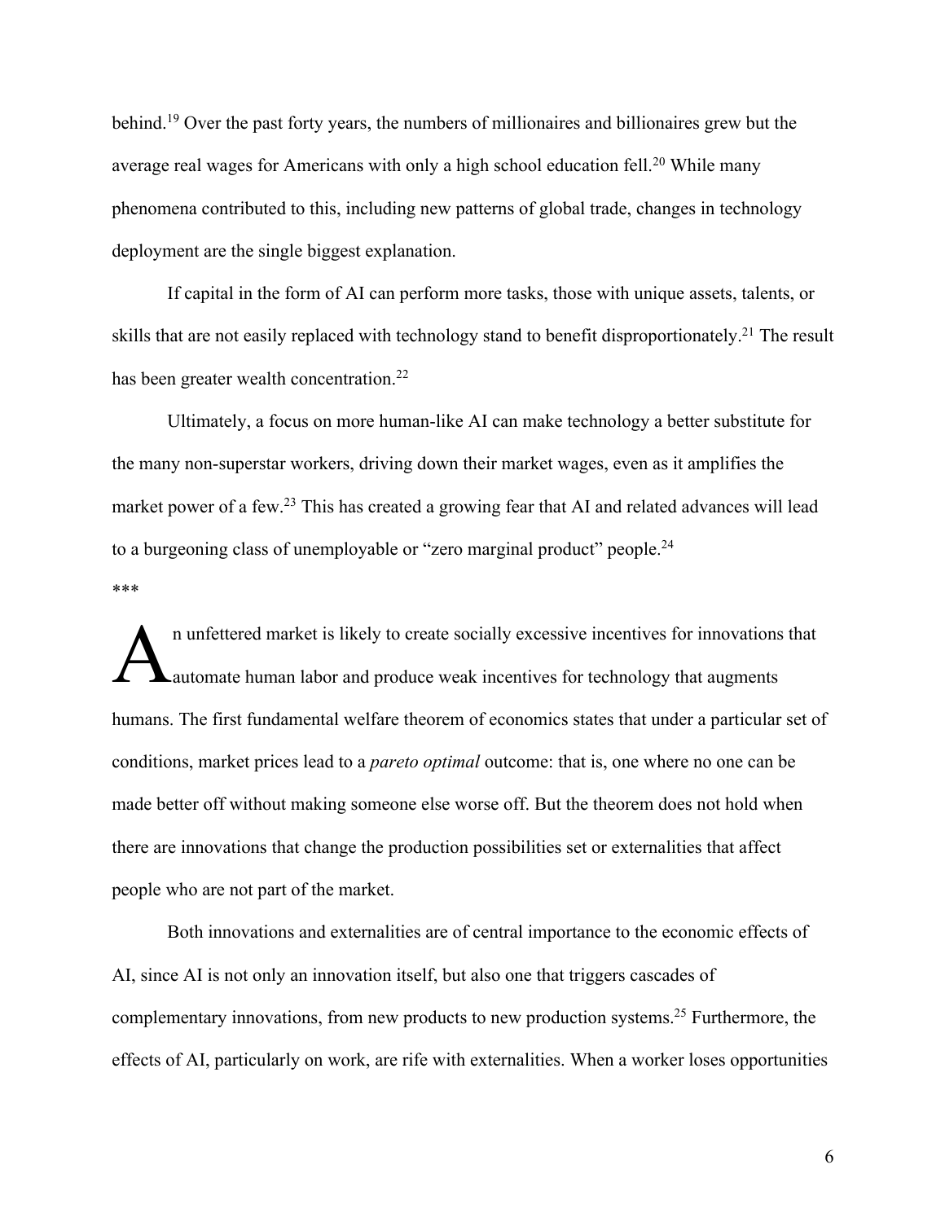behind.[19] Over the past forty years, the numbers of millionaires and billionaires grew but the average real wages for Americans with only a high school education fell.[20] While many phenomena contributed to this, including new patterns of global trade, changes in technology deployment are the single biggest explanation.

If capital in the form of AI can perform more tasks, those with unique assets, talents, or skills that are not easily replaced with technology stand to benefit disproportionately.[21] The result has been greater wealth concentration.[22]

Ultimately, a focus on more human-like AI can make technology a better substitute for the many non-superstar workers, driving down their market wages, even as it amplifies the market power of a few.[23] This has created a growing fear that AI and related advances will lead to a burgeoning class of unemployable or "zero marginal product" people.[24]

***

An unfettered market is likely to create socially excessive incentives for innovations that automate human labor and produce weak incentives for technology that augments humans. The first fundamental welfare theorem of economics states that under a particular set of conditions, market prices lead to a *pareto optimal* outcome: that is, one where no one can be made better off without making someone else worse off. But the theorem does not hold when there are innovations that change the production possibilities set or externalities that affect people who are not part of the market.

Both innovations and externalities are of central importance to the economic effects of AI, since AI is not only an innovation itself, but also one that triggers cascades of complementary innovations, from new products to new production systems.[25] Furthermore, the effects of AI, particularly on work, are rife with externalities. When a worker loses opportunities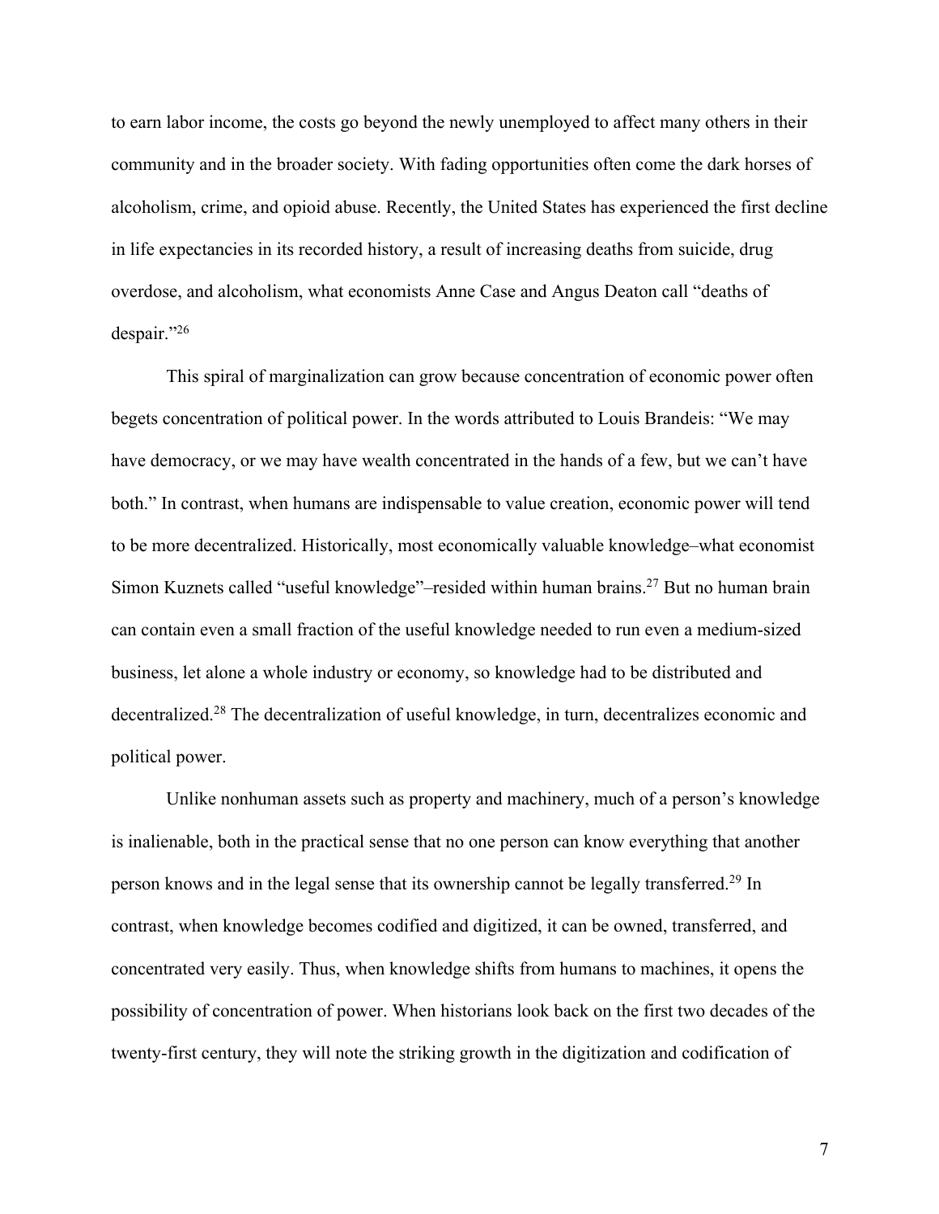to earn labor income, the costs go beyond the newly unemployed to affect many others in their community and in the broader society. With fading opportunities often come the dark horses of alcoholism, crime, and opioid abuse. Recently, the United States has experienced the first decline in life expectancies in its recorded history, a result of increasing deaths from suicide, drug overdose, and alcoholism, what economists Anne Case and Angus Deaton call "deaths of despair."[26]

This spiral of marginalization can grow because concentration of economic power often begets concentration of political power. In the words attributed to Louis Brandeis: "We may have democracy, or we may have wealth concentrated in the hands of a few, but we can't have both." In contrast, when humans are indispensable to value creation, economic power will tend to be more decentralized. Historically, most economically valuable knowledge–what economist Simon Kuznets called "useful knowledge"–resided within human brains.[27] But no human brain can contain even a small fraction of the useful knowledge needed to run even a medium-sized business, let alone a whole industry or economy, so knowledge had to be distributed and decentralized.[28] The decentralization of useful knowledge, in turn, decentralizes economic and political power.

Unlike nonhuman assets such as property and machinery, much of a person's knowledge is inalienable, both in the practical sense that no one person can know everything that another person knows and in the legal sense that its ownership cannot be legally transferred.[29] In contrast, when knowledge becomes codified and digitized, it can be owned, transferred, and concentrated very easily. Thus, when knowledge shifts from humans to machines, it opens the possibility of concentration of power. When historians look back on the first two decades of the twenty-first century, they will note the striking growth in the digitization and codification of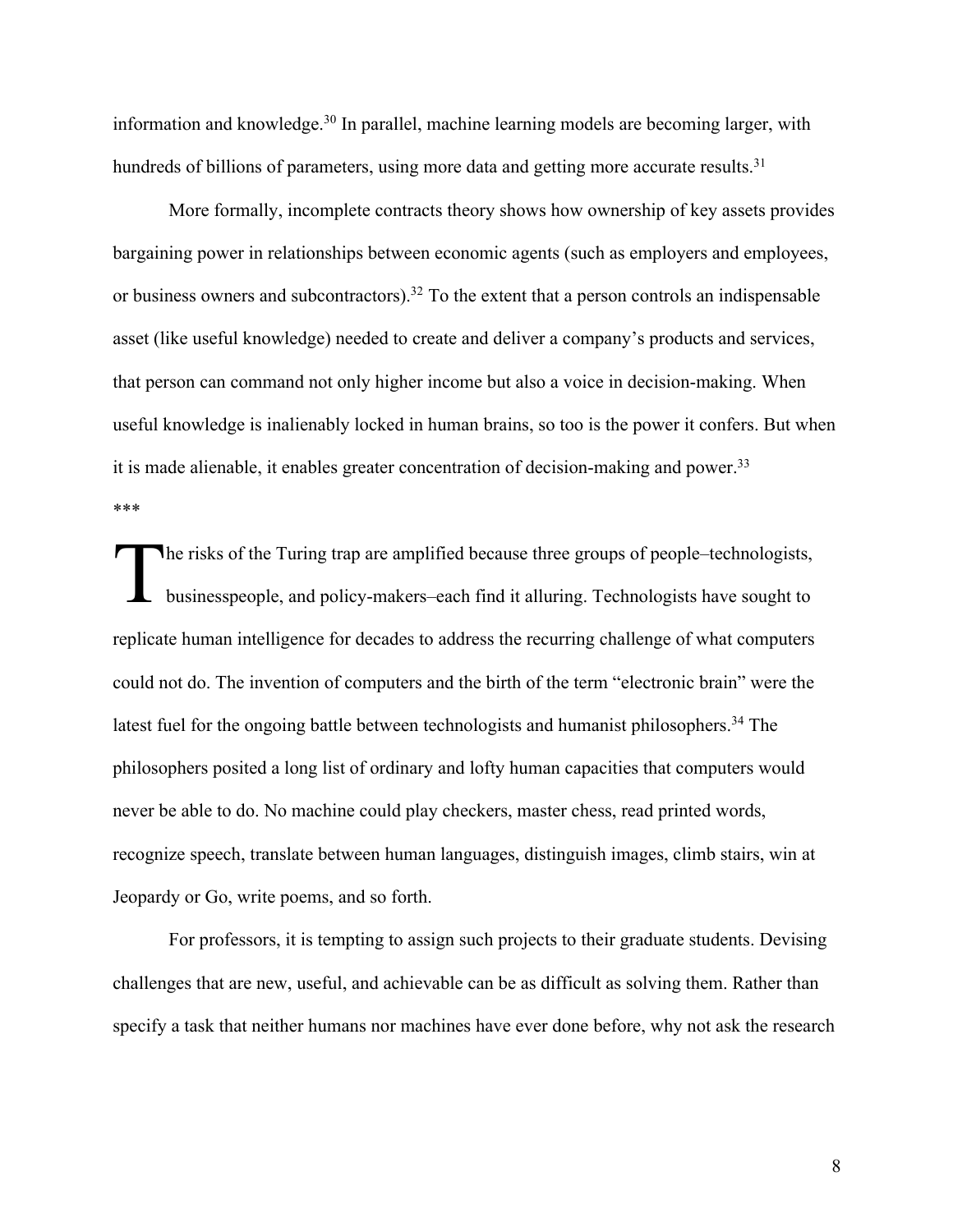information and knowledge.[30] In parallel, machine learning models are becoming larger, with hundreds of billions of parameters, using more data and getting more accurate results.[31]

More formally, incomplete contracts theory shows how ownership of key assets provides bargaining power in relationships between economic agents (such as employers and employees, or business owners and subcontractors).[32] To the extent that a person controls an indispensable asset (like useful knowledge) needed to create and deliver a company's products and services, that person can command not only higher income but also a voice in decision-making. When useful knowledge is inalienably locked in human brains, so too is the power it confers. But when it is made alienable, it enables greater concentration of decision-making and power.[33]

***

The risks of the Turing trap are amplified because three groups of people–technologists, businesspeople, and policy-makers–each find it alluring. Technologists have sought to replicate human intelligence for decades to address the recurring challenge of what computers could not do. The invention of computers and the birth of the term "electronic brain" were the latest fuel for the ongoing battle between technologists and humanist philosophers.[34] The philosophers posited a long list of ordinary and lofty human capacities that computers would never be able to do. No machine could play checkers, master chess, read printed words, recognize speech, translate between human languages, distinguish images, climb stairs, win at Jeopardy or Go, write poems, and so forth.

For professors, it is tempting to assign such projects to their graduate students. Devising challenges that are new, useful, and achievable can be as difficult as solving them. Rather than specify a task that neither humans nor machines have ever done before, why not ask the research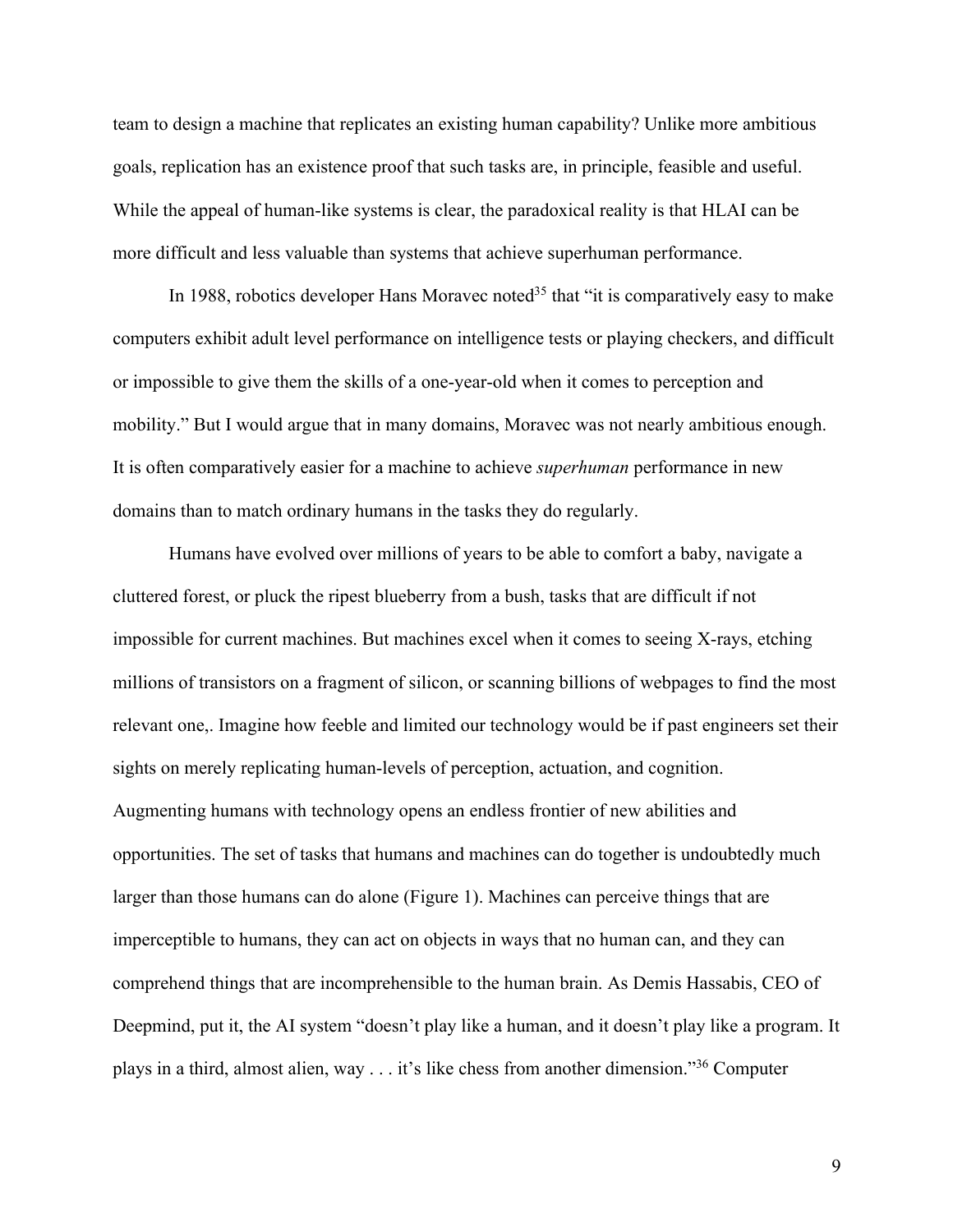team to design a machine that replicates an existing human capability? Unlike more ambitious goals, replication has an existence proof that such tasks are, in principle, feasible and useful. While the appeal of human-like systems is clear, the paradoxical reality is that HLAI can be more difficult and less valuable than systems that achieve superhuman performance.

In 1988, robotics developer Hans Moravec noted[35] that "it is comparatively easy to make computers exhibit adult level performance on intelligence tests or playing checkers, and difficult or impossible to give them the skills of a one-year-old when it comes to perception and mobility." But I would argue that in many domains, Moravec was not nearly ambitious enough. It is often comparatively easier for a machine to achieve *superhuman* performance in new domains than to match ordinary humans in the tasks they do regularly.

Humans have evolved over millions of years to be able to comfort a baby, navigate a cluttered forest, or pluck the ripest blueberry from a bush, tasks that are difficult if not impossible for current machines. But machines excel when it comes to seeing X-rays, etching millions of transistors on a fragment of silicon, or scanning billions of webpages to find the most relevant one,. Imagine how feeble and limited our technology would be if past engineers set their sights on merely replicating human-levels of perception, actuation, and cognition. Augmenting humans with technology opens an endless frontier of new abilities and opportunities. The set of tasks that humans and machines can do together is undoubtedly much larger than those humans can do alone (Figure 1). Machines can perceive things that are imperceptible to humans, they can act on objects in ways that no human can, and they can comprehend things that are incomprehensible to the human brain. As Demis Hassabis, CEO of Deepmind, put it, the AI system "doesn't play like a human, and it doesn't play like a program. It plays in a third, almost alien, way . . . it's like chess from another dimension."[36] Computer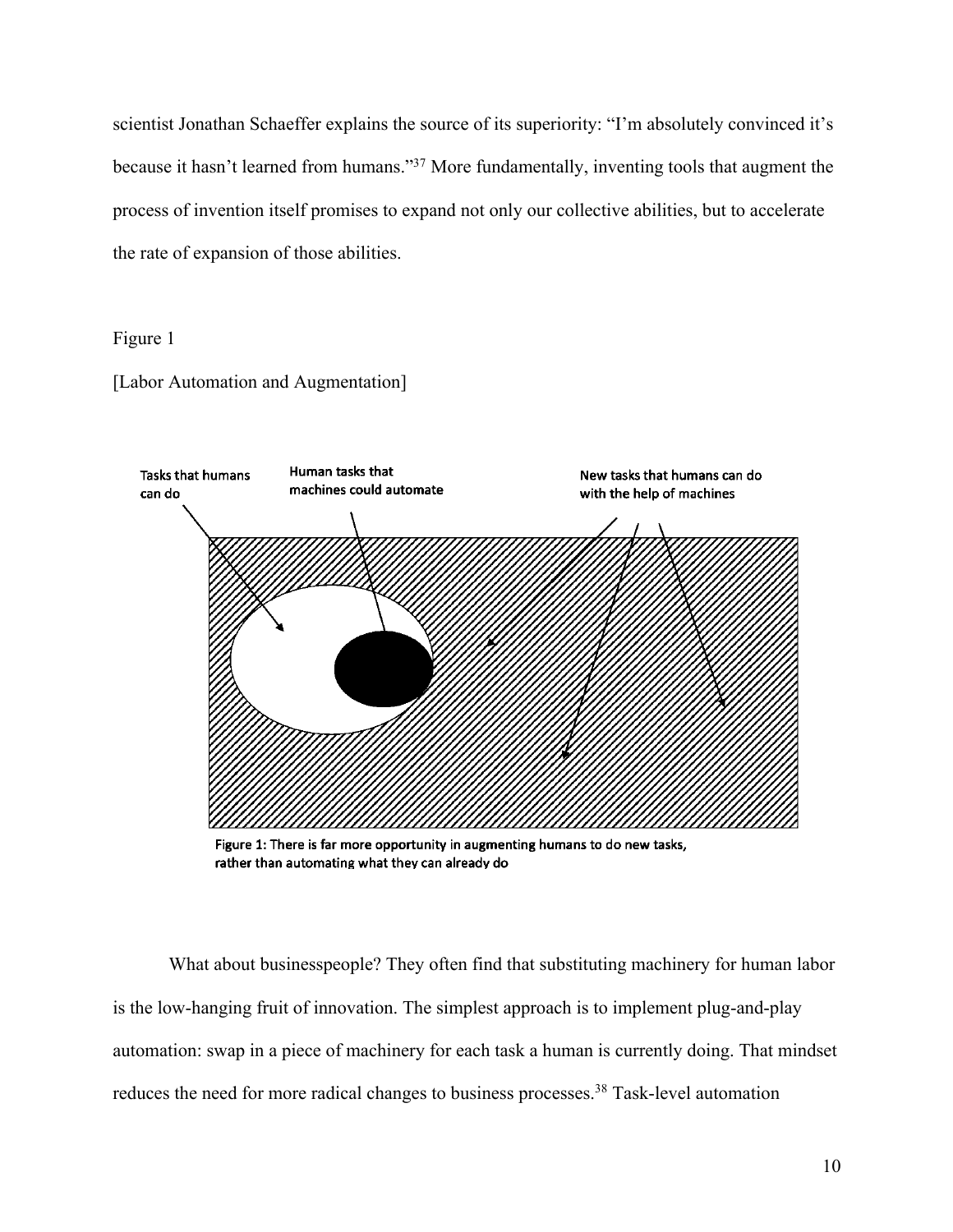scientist Jonathan Schaeffer explains the source of its superiority: "I'm absolutely convinced it's because it hasn't learned from humans."[37] More fundamentally, inventing tools that augment the process of invention itself promises to expand not only our collective abilities, but to accelerate the rate of expansion of those abilities.

Figure 1

[Labor Automation and Augmentation]

Tasks that humans can do

Human tasks that machines could automate

New tasks that humans can do with the help of machines

Figure 1: There is far more opportunity in augmenting humans to do new tasks, rather than automating what they can already do

What about businesspeople? They often find that substituting machinery for human labor is the low-hanging fruit of innovation. The simplest approach is to implement plug-and-play automation: swap in a piece of machinery for each task a human is currently doing. That mindset reduces the need for more radical changes to business processes.[38] Task-level automation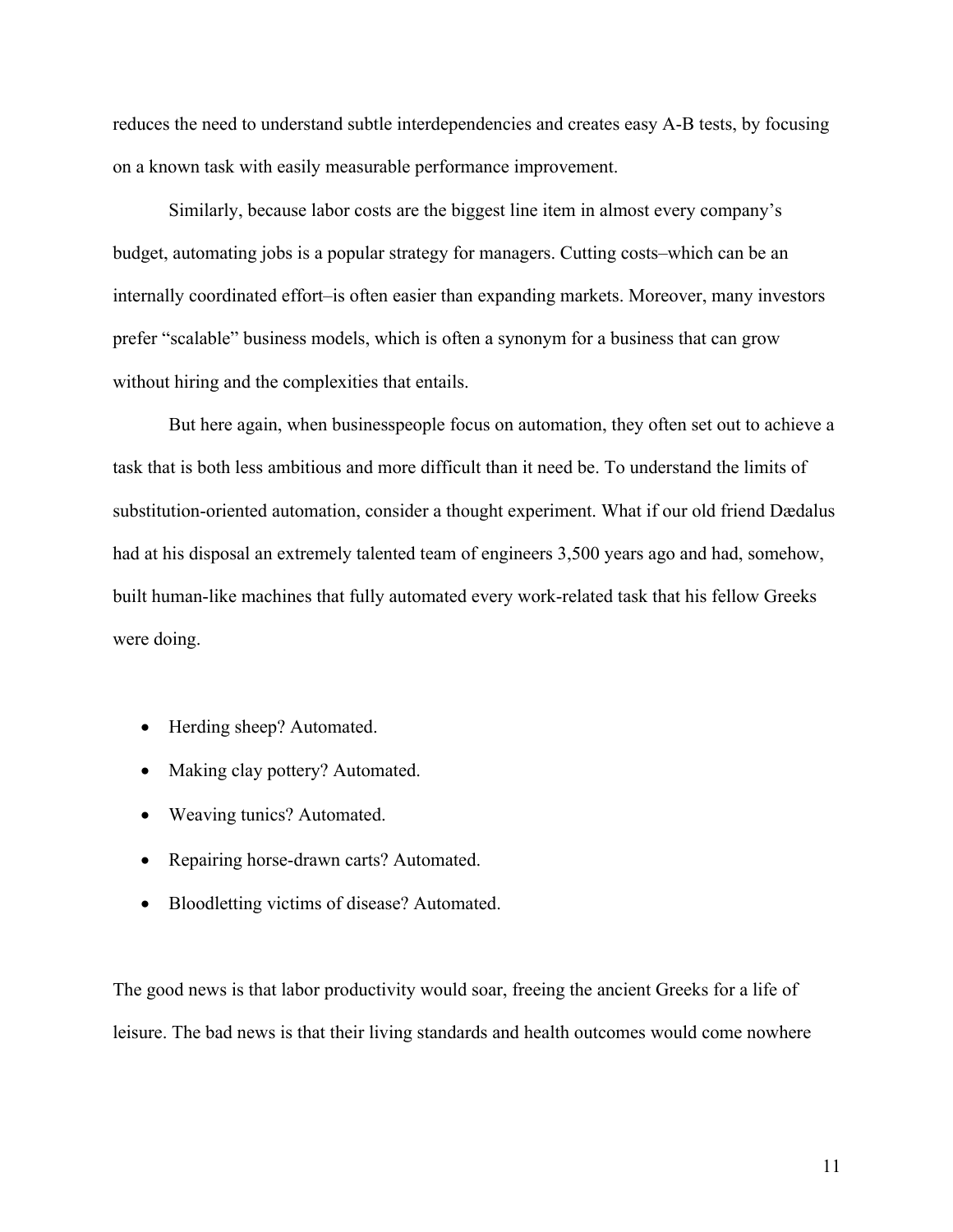reduces the need to understand subtle interdependencies and creates easy A-B tests, by focusing on a known task with easily measurable performance improvement.

Similarly, because labor costs are the biggest line item in almost every company's budget, automating jobs is a popular strategy for managers. Cutting costs–which can be an internally coordinated effort–is often easier than expanding markets. Moreover, many investors prefer "scalable" business models, which is often a synonym for a business that can grow without hiring and the complexities that entails.

But here again, when businesspeople focus on automation, they often set out to achieve a task that is both less ambitious and more difficult than it need be. To understand the limits of substitution-oriented automation, consider a thought experiment. What if our old friend Dædalus had at his disposal an extremely talented team of engineers 3,500 years ago and had, somehow, built human-like machines that fully automated every work-related task that his fellow Greeks were doing.

- Herding sheep? Automated.
- Making clay pottery? Automated.
- Weaving tunics? Automated.
- Repairing horse-drawn carts? Automated.
- Bloodletting victims of disease? Automated.

The good news is that labor productivity would soar, freeing the ancient Greeks for a life of leisure. The bad news is that their living standards and health outcomes would come nowhere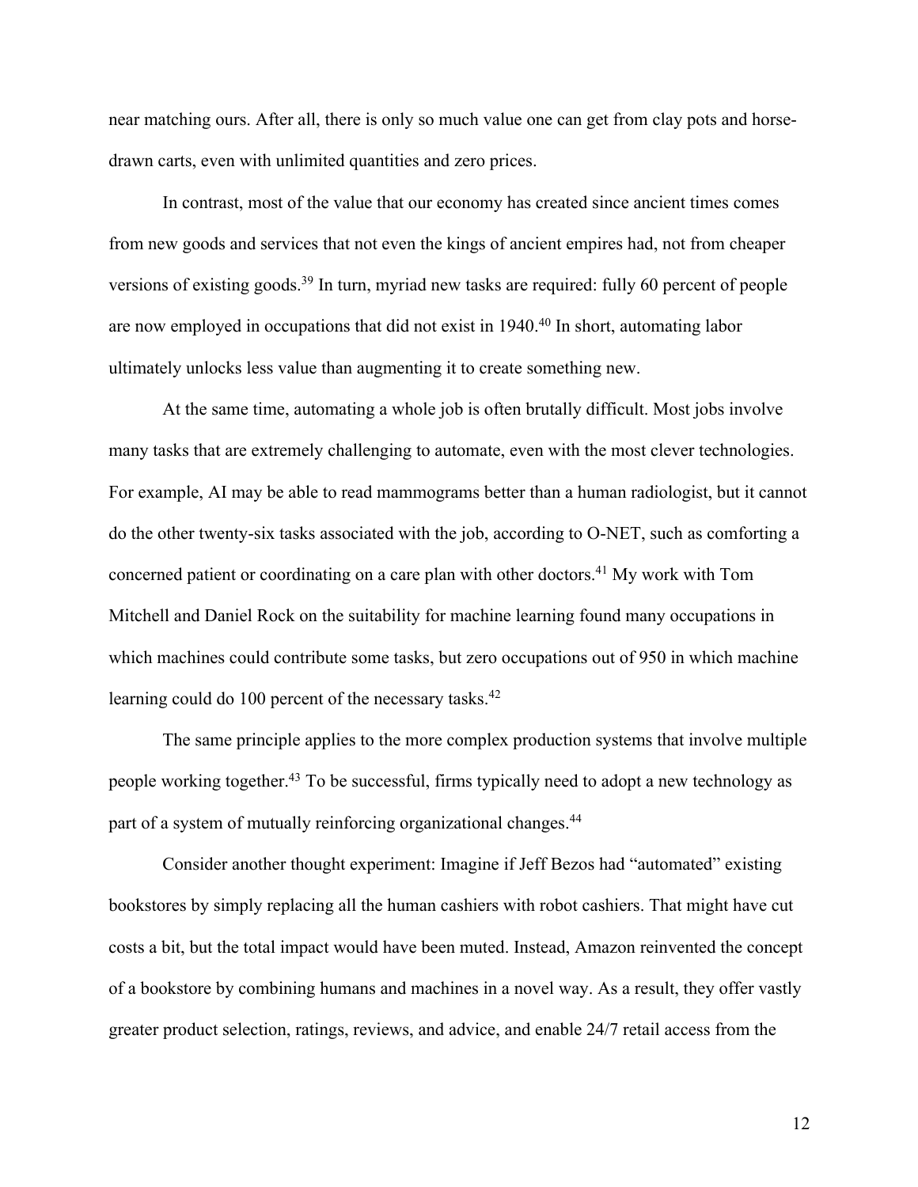near matching ours. After all, there is only so much value one can get from clay pots and horse-drawn carts, even with unlimited quantities and zero prices.

In contrast, most of the value that our economy has created since ancient times comes from new goods and services that not even the kings of ancient empires had, not from cheaper versions of existing goods.[39] In turn, myriad new tasks are required: fully 60 percent of people are now employed in occupations that did not exist in 1940.[40] In short, automating labor ultimately unlocks less value than augmenting it to create something new.

At the same time, automating a whole job is often brutally difficult. Most jobs involve many tasks that are extremely challenging to automate, even with the most clever technologies. For example, AI may be able to read mammograms better than a human radiologist, but it cannot do the other twenty-six tasks associated with the job, according to O-NET, such as comforting a concerned patient or coordinating on a care plan with other doctors.[41] My work with Tom Mitchell and Daniel Rock on the suitability for machine learning found many occupations in which machines could contribute some tasks, but zero occupations out of 950 in which machine learning could do 100 percent of the necessary tasks.[42]

The same principle applies to the more complex production systems that involve multiple people working together.[43] To be successful, firms typically need to adopt a new technology as part of a system of mutually reinforcing organizational changes.[44]

Consider another thought experiment: Imagine if Jeff Bezos had "automated" existing bookstores by simply replacing all the human cashiers with robot cashiers. That might have cut costs a bit, but the total impact would have been muted. Instead, Amazon reinvented the concept of a bookstore by combining humans and machines in a novel way. As a result, they offer vastly greater product selection, ratings, reviews, and advice, and enable 24/7 retail access from the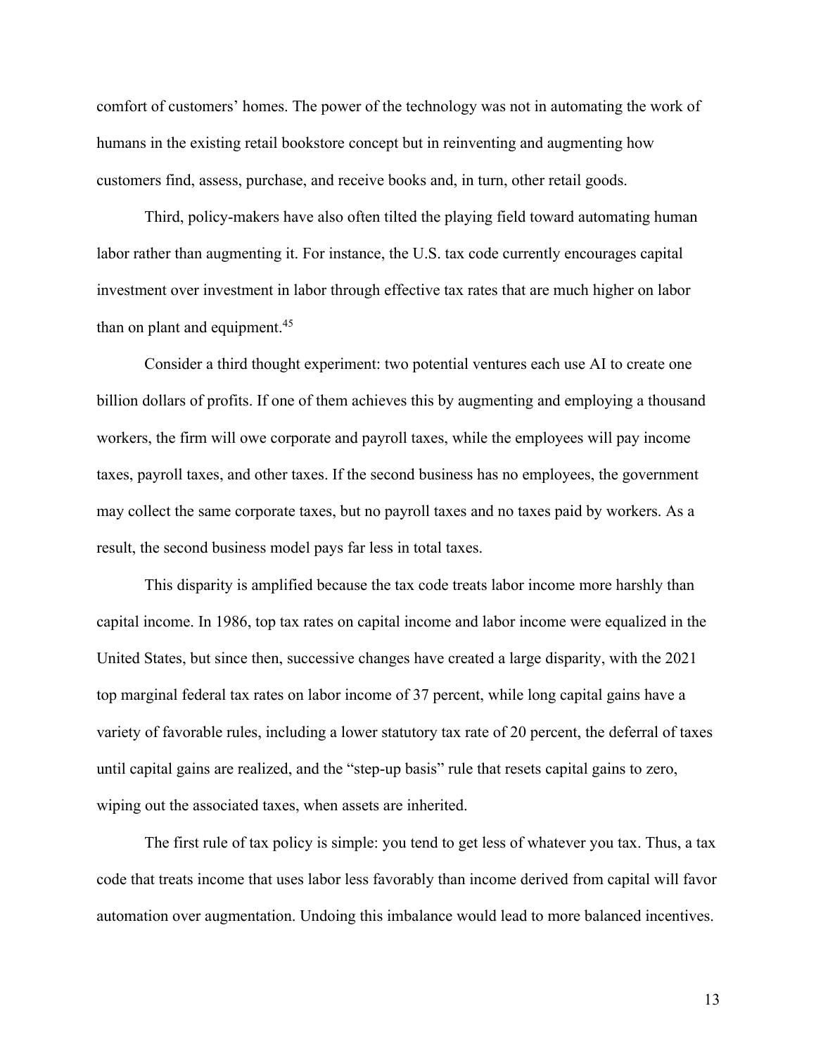comfort of customers' homes. The power of the technology was not in automating the work of humans in the existing retail bookstore concept but in reinventing and augmenting how customers find, assess, purchase, and receive books and, in turn, other retail goods.

Third, policy-makers have also often tilted the playing field toward automating human labor rather than augmenting it. For instance, the U.S. tax code currently encourages capital investment over investment in labor through effective tax rates that are much higher on labor than on plant and equipment.[45]

Consider a third thought experiment: two potential ventures each use AI to create one billion dollars of profits. If one of them achieves this by augmenting and employing a thousand workers, the firm will owe corporate and payroll taxes, while the employees will pay income taxes, payroll taxes, and other taxes. If the second business has no employees, the government may collect the same corporate taxes, but no payroll taxes and no taxes paid by workers. As a result, the second business model pays far less in total taxes.

This disparity is amplified because the tax code treats labor income more harshly than capital income. In 1986, top tax rates on capital income and labor income were equalized in the United States, but since then, successive changes have created a large disparity, with the 2021 top marginal federal tax rates on labor income of 37 percent, while long capital gains have a variety of favorable rules, including a lower statutory tax rate of 20 percent, the deferral of taxes until capital gains are realized, and the "step-up basis" rule that resets capital gains to zero, wiping out the associated taxes, when assets are inherited.

The first rule of tax policy is simple: you tend to get less of whatever you tax. Thus, a tax code that treats income that uses labor less favorably than income derived from capital will favor automation over augmentation. Undoing this imbalance would lead to more balanced incentives.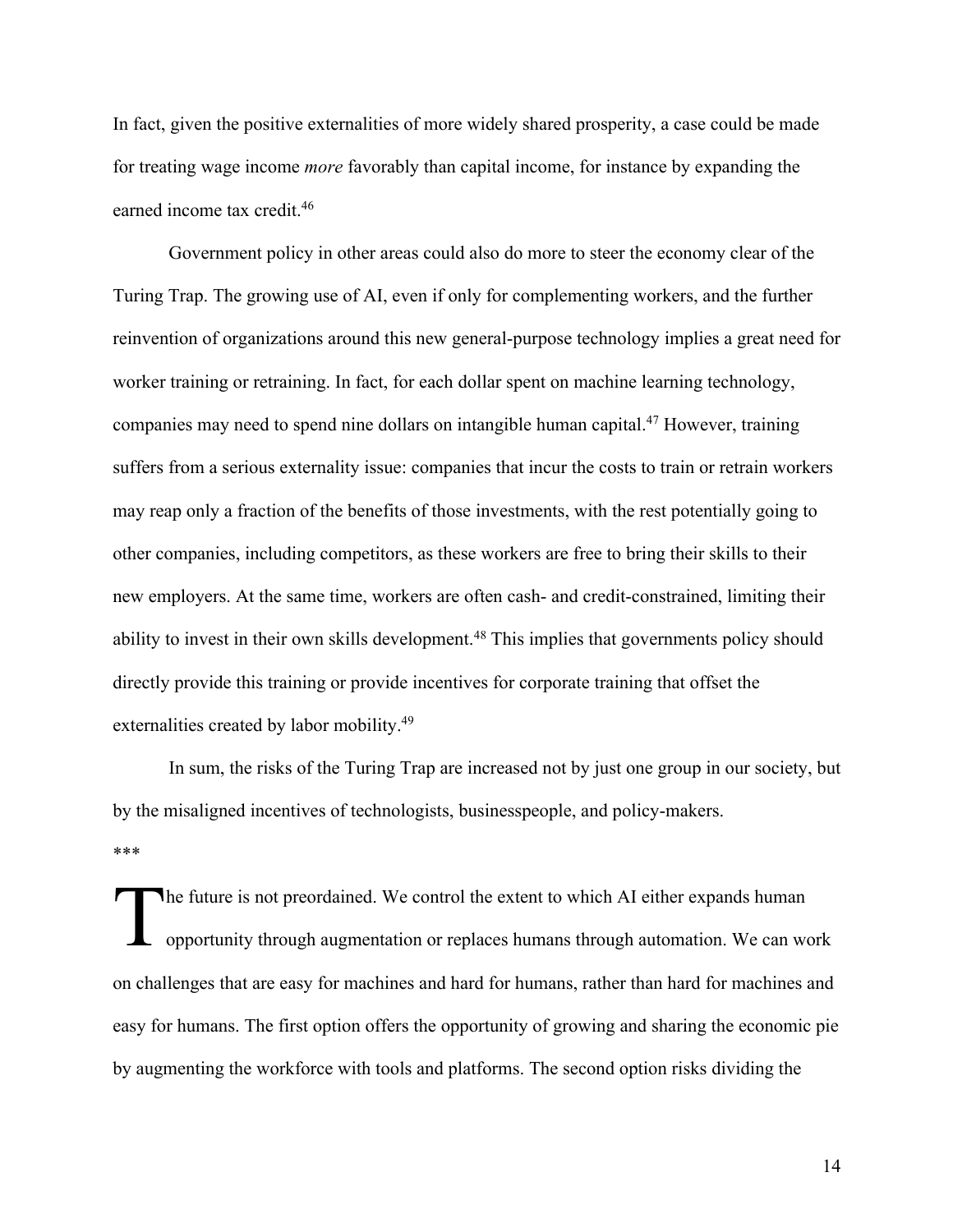In fact, given the positive externalities of more widely shared prosperity, a case could be made for treating wage income *more* favorably than capital income, for instance by expanding the earned income tax credit.[46]

Government policy in other areas could also do more to steer the economy clear of the Turing Trap. The growing use of AI, even if only for complementing workers, and the further reinvention of organizations around this new general-purpose technology implies a great need for worker training or retraining. In fact, for each dollar spent on machine learning technology, companies may need to spend nine dollars on intangible human capital.[47] However, training suffers from a serious externality issue: companies that incur the costs to train or retrain workers may reap only a fraction of the benefits of those investments, with the rest potentially going to other companies, including competitors, as these workers are free to bring their skills to their new employers. At the same time, workers are often cash- and credit-constrained, limiting their ability to invest in their own skills development.[48] This implies that governments policy should directly provide this training or provide incentives for corporate training that offset the externalities created by labor mobility.[49]

In sum, the risks of the Turing Trap are increased not by just one group in our society, but by the misaligned incentives of technologists, businesspeople, and policy-makers.

***

The future is not preordained. We control the extent to which AI either expands human opportunity through augmentation or replaces humans through automation. We can work on challenges that are easy for machines and hard for humans, rather than hard for machines and easy for humans. The first option offers the opportunity of growing and sharing the economic pie by augmenting the workforce with tools and platforms. The second option risks dividing the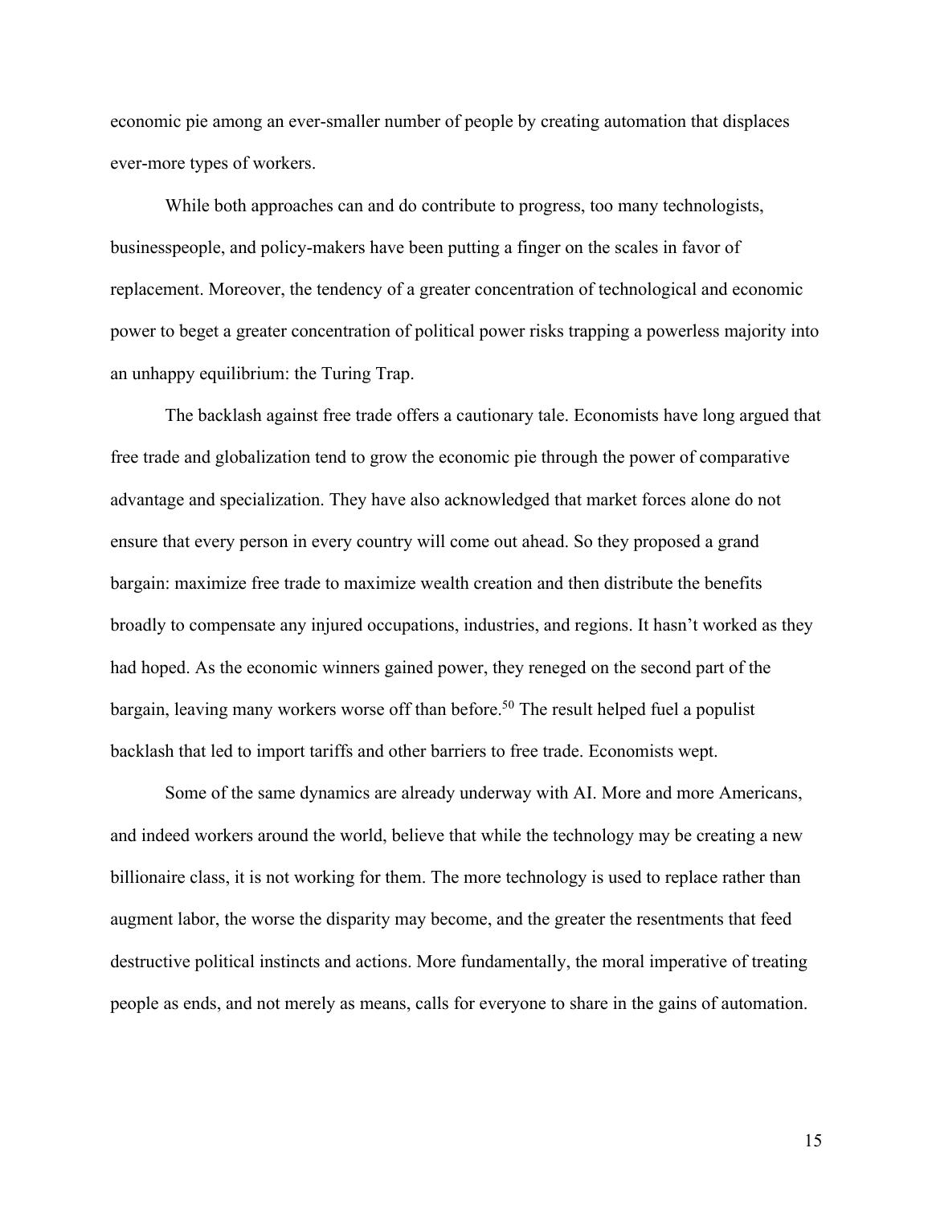economic pie among an ever-smaller number of people by creating automation that displaces ever-more types of workers.

While both approaches can and do contribute to progress, too many technologists, businesspeople, and policy-makers have been putting a finger on the scales in favor of replacement. Moreover, the tendency of a greater concentration of technological and economic power to beget a greater concentration of political power risks trapping a powerless majority into an unhappy equilibrium: the Turing Trap.

The backlash against free trade offers a cautionary tale. Economists have long argued that free trade and globalization tend to grow the economic pie through the power of comparative advantage and specialization. They have also acknowledged that market forces alone do not ensure that every person in every country will come out ahead. So they proposed a grand bargain: maximize free trade to maximize wealth creation and then distribute the benefits broadly to compensate any injured occupations, industries, and regions. It hasn't worked as they had hoped. As the economic winners gained power, they reneged on the second part of the bargain, leaving many workers worse off than before.[50] The result helped fuel a populist backlash that led to import tariffs and other barriers to free trade. Economists wept.

Some of the same dynamics are already underway with AI. More and more Americans, and indeed workers around the world, believe that while the technology may be creating a new billionaire class, it is not working for them. The more technology is used to replace rather than augment labor, the worse the disparity may become, and the greater the resentments that feed destructive political instincts and actions. More fundamentally, the moral imperative of treating people as ends, and not merely as means, calls for everyone to share in the gains of automation.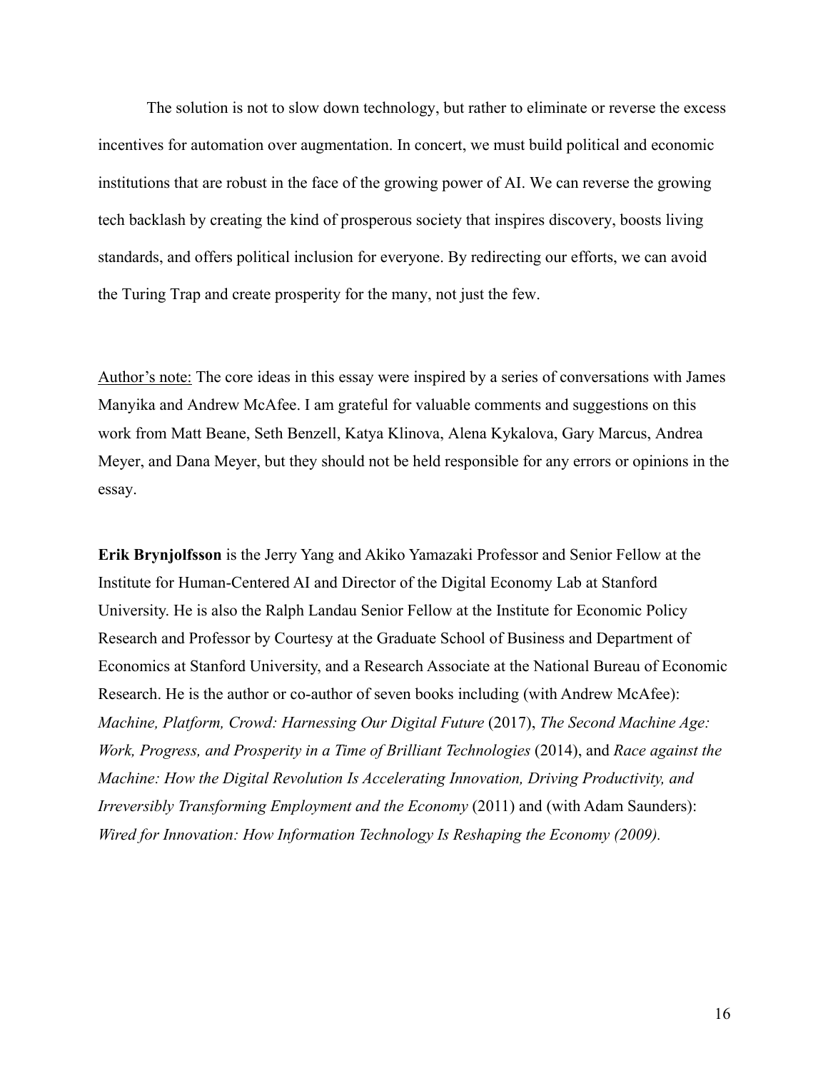The solution is not to slow down technology, but rather to eliminate or reverse the excess incentives for automation over augmentation. In concert, we must build political and economic institutions that are robust in the face of the growing power of AI. We can reverse the growing tech backlash by creating the kind of prosperous society that inspires discovery, boosts living standards, and offers political inclusion for everyone. By redirecting our efforts, we can avoid the Turing Trap and create prosperity for the many, not just the few.

<u>Author's note:</u> The core ideas in this essay were inspired by a series of conversations with James Manyika and Andrew McAfee. I am grateful for valuable comments and suggestions on this work from Matt Beane, Seth Benzell, Katya Klinova, Alena Kykalova, Gary Marcus, Andrea Meyer, and Dana Meyer, but they should not be held responsible for any errors or opinions in the essay.

**Erik Brynjolfsson** is the Jerry Yang and Akiko Yamazaki Professor and Senior Fellow at the Institute for Human-Centered AI and Director of the Digital Economy Lab at Stanford University. He is also the Ralph Landau Senior Fellow at the Institute for Economic Policy Research and Professor by Courtesy at the Graduate School of Business and Department of Economics at Stanford University, and a Research Associate at the National Bureau of Economic Research. He is the author or co-author of seven books including (with Andrew McAfee): *Machine, Platform, Crowd: Harnessing Our Digital Future* (2017), *The Second Machine Age: Work, Progress, and Prosperity in a Time of Brilliant Technologies* (2014), and *Race against the Machine: How the Digital Revolution Is Accelerating Innovation, Driving Productivity, and Irreversibly Transforming Employment and the Economy* (2011) and (with Adam Saunders): *Wired for Innovation: How Information Technology Is Reshaping the Economy (2009).*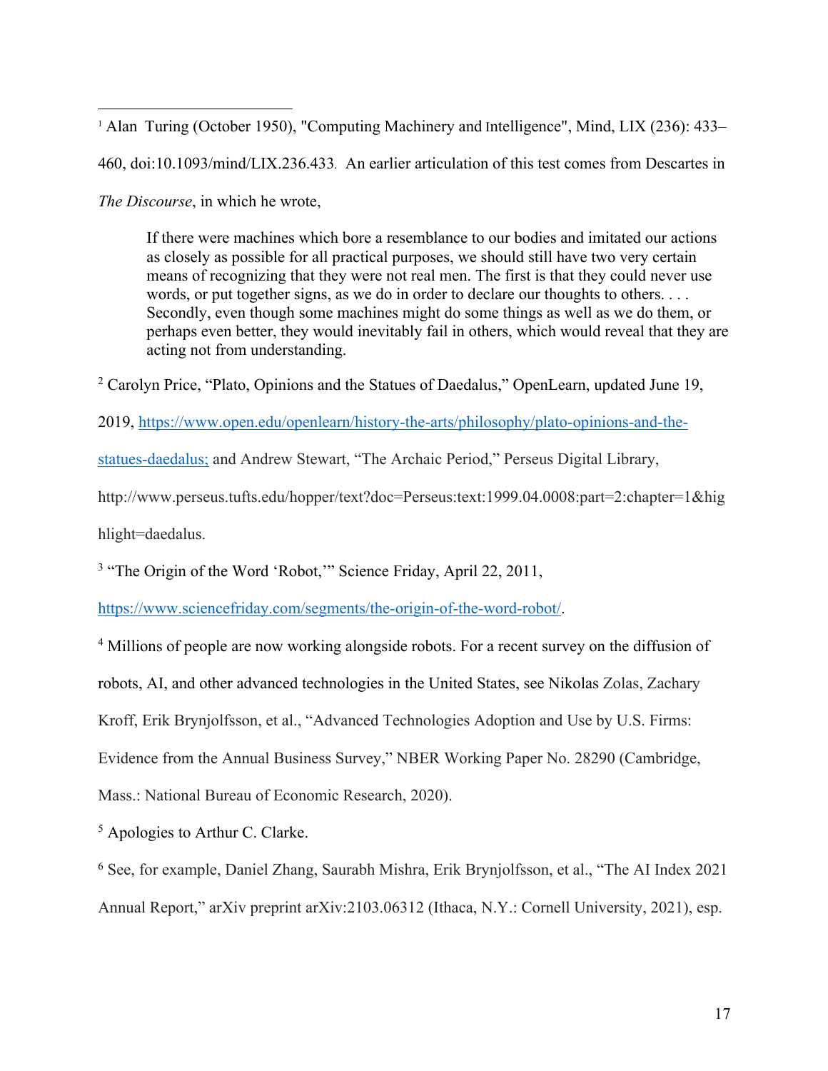[1] Alan Turing (October 1950), "Computing Machinery and Intelligence", Mind, LIX (236): 433–460, doi:10.1093/mind/LIX.236.433. An earlier articulation of this test comes from Descartes in *The Discourse*, in which he wrote,

> If there were machines which bore a resemblance to our bodies and imitated our actions as closely as possible for all practical purposes, we should still have two very certain means of recognizing that they were not real men. The first is that they could never use words, or put together signs, as we do in order to declare our thoughts to others. . . . Secondly, even though some machines might do some things as well as we do them, or perhaps even better, they would inevitably fail in others, which would reveal that they are acting not from understanding.

[2] Carolyn Price, "Plato, Opinions and the Statues of Daedalus," OpenLearn, updated June 19, 2019, [https://www.open.edu/openlearn/history-the-arts/philosophy/plato-opinions-and-the-statues-daedalus;](https://www.open.edu/openlearn/history-the-arts/philosophy/plato-opinions-and-the-statues-daedalus) and Andrew Stewart, "The Archaic Period," Perseus Digital Library, http://www.perseus.tufts.edu/hopper/text?doc=Perseus:text:1999.04.0008:part=2:chapter=1&highlight=daedalus.

[3] "The Origin of the Word 'Robot,'" Science Friday, April 22, 2011, [https://www.sciencefriday.com/segments/the-origin-of-the-word-robot/](https://www.sciencefriday.com/segments/the-origin-of-the-word-robot/).

[4] Millions of people are now working alongside robots. For a recent survey on the diffusion of robots, AI, and other advanced technologies in the United States, see Nikolas Zolas, Zachary Kroff, Erik Brynjolfsson, et al., "Advanced Technologies Adoption and Use by U.S. Firms: Evidence from the Annual Business Survey," NBER Working Paper No. 28290 (Cambridge, Mass.: National Bureau of Economic Research, 2020).

[5] Apologies to Arthur C. Clarke.

[6] See, for example, Daniel Zhang, Saurabh Mishra, Erik Brynjolfsson, et al., "The AI Index 2021 Annual Report," arXiv preprint arXiv:2103.06312 (Ithaca, N.Y.: Cornell University, 2021), esp.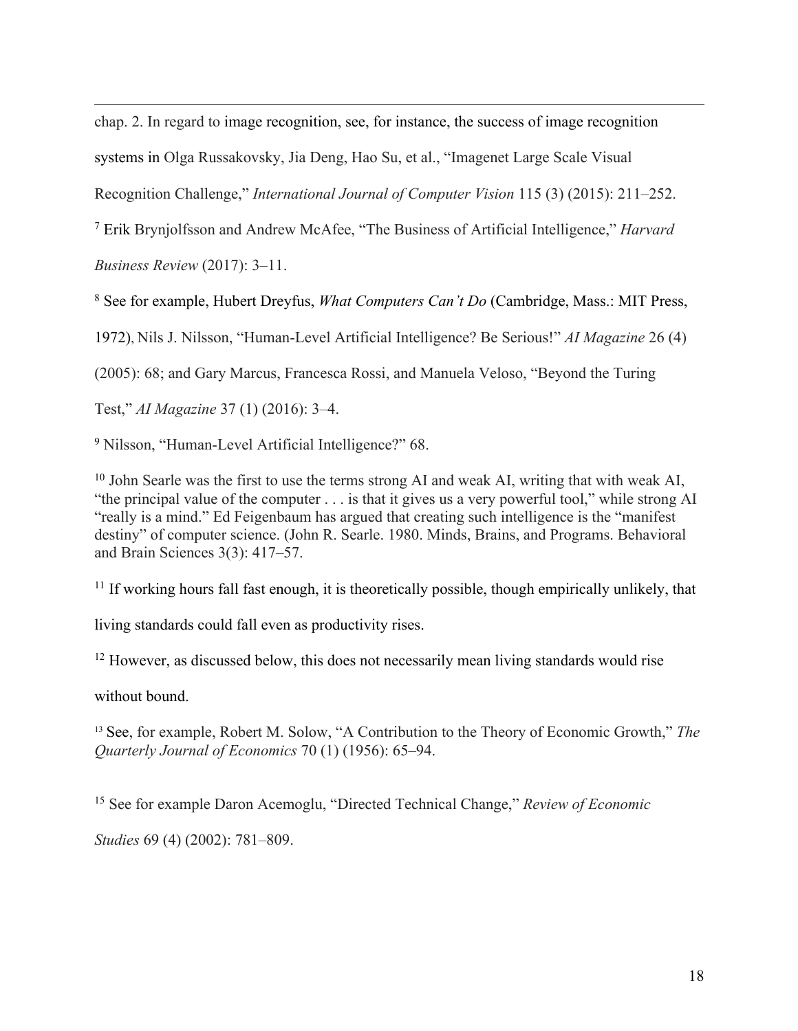chap. 2. In regard to image recognition, see, for instance, the success of image recognition systems in Olga Russakovsky, Jia Deng, Hao Su, et al., "Imagenet Large Scale Visual Recognition Challenge," *International Journal of Computer Vision* 115 (3) (2015): 211–252.

[7] Erik Brynjolfsson and Andrew McAfee, "The Business of Artificial Intelligence," *Harvard Business Review* (2017): 3–11.

[8] See for example, Hubert Dreyfus, *What Computers Can't Do* (Cambridge, Mass.: MIT Press, 1972), Nils J. Nilsson, "Human-Level Artificial Intelligence? Be Serious!" *AI Magazine* 26 (4) (2005): 68; and Gary Marcus, Francesca Rossi, and Manuela Veloso, "Beyond the Turing Test," *AI Magazine* 37 (1) (2016): 3–4.

[9] Nilsson, "Human-Level Artificial Intelligence?" 68.

[10] John Searle was the first to use the terms strong AI and weak AI, writing that with weak AI, "the principal value of the computer . . . is that it gives us a very powerful tool," while strong AI "really is a mind." Ed Feigenbaum has argued that creating such intelligence is the "manifest destiny" of computer science. (John R. Searle. 1980. Minds, Brains, and Programs. Behavioral and Brain Sciences 3(3): 417–57.

[11] If working hours fall fast enough, it is theoretically possible, though empirically unlikely, that living standards could fall even as productivity rises.

[12] However, as discussed below, this does not necessarily mean living standards would rise without bound.

[13] See, for example, Robert M. Solow, "A Contribution to the Theory of Economic Growth," *The Quarterly Journal of Economics* 70 (1) (1956): 65–94.

[15] See for example Daron Acemoglu, "Directed Technical Change," *Review of Economic Studies* 69 (4) (2002): 781–809.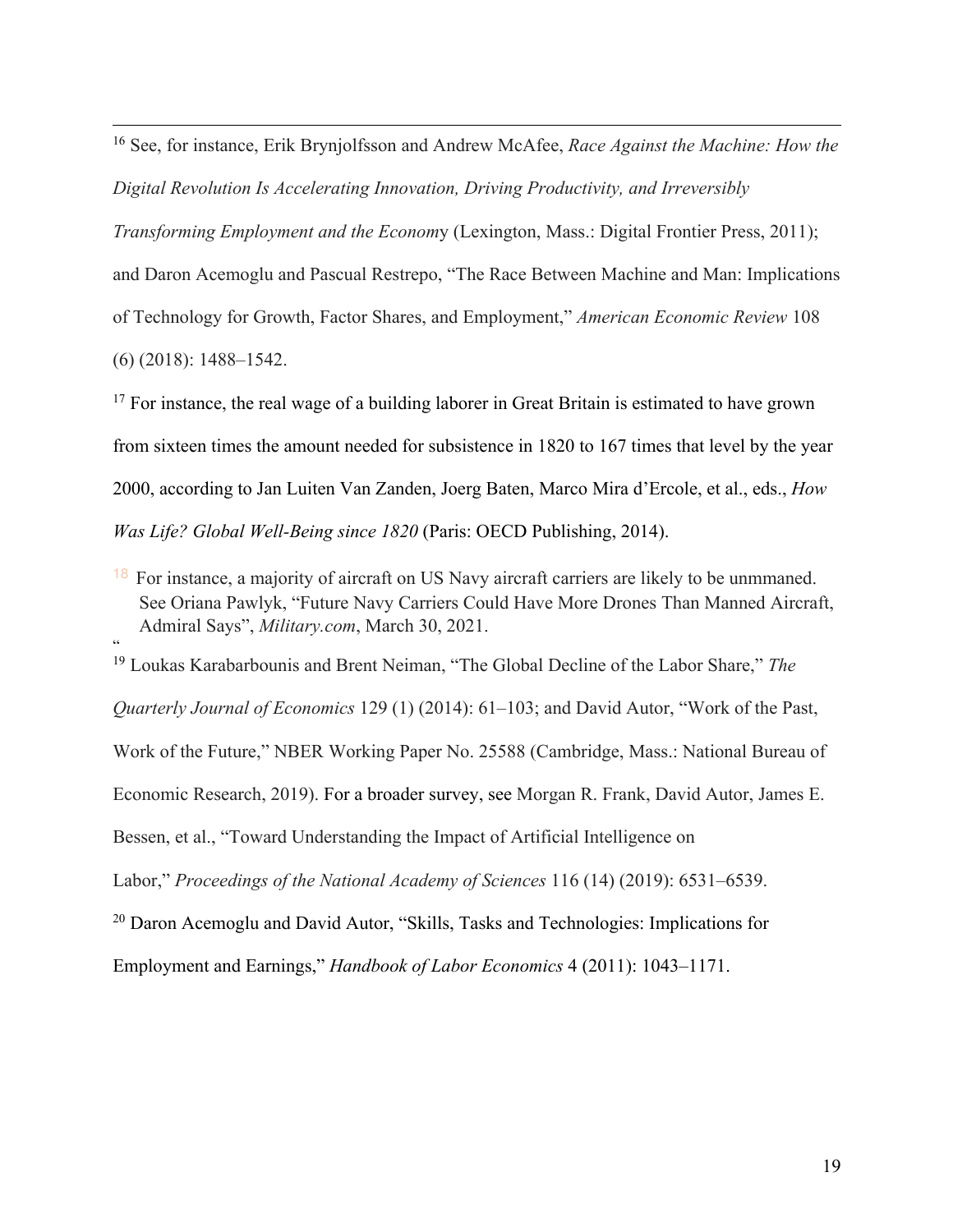[16] See, for instance, Erik Brynjolfsson and Andrew McAfee, *Race Against the Machine: How the Digital Revolution Is Accelerating Innovation, Driving Productivity, and Irreversibly Transforming Employment and the Econom*y (Lexington, Mass.: Digital Frontier Press, 2011); and Daron Acemoglu and Pascual Restrepo, "The Race Between Machine and Man: Implications of Technology for Growth, Factor Shares, and Employment," *American Economic Review* 108 (6) (2018): 1488–1542.

[17] For instance, the real wage of a building laborer in Great Britain is estimated to have grown from sixteen times the amount needed for subsistence in 1820 to 167 times that level by the year 2000, according to Jan Luiten Van Zanden, Joerg Baten, Marco Mira d'Ercole, et al., eds., *How Was Life? Global Well-Being since 1820* (Paris: OECD Publishing, 2014).

[18] For instance, a majority of aircraft on US Navy aircraft carriers are likely to be unmmaned. See Oriana Pawlyk, "Future Navy Carriers Could Have More Drones Than Manned Aircraft, Admiral Says", *Military.com*, March 30, 2021.

"

[19] Loukas Karabarbounis and Brent Neiman, "The Global Decline of the Labor Share," *The Quarterly Journal of Economics* 129 (1) (2014): 61–103; and David Autor, "Work of the Past, Work of the Future," NBER Working Paper No. 25588 (Cambridge, Mass.: National Bureau of Economic Research, 2019). For a broader survey, see Morgan R. Frank, David Autor, James E. Bessen, et al., "Toward Understanding the Impact of Artificial Intelligence on Labor," *Proceedings of the National Academy of Sciences* 116 (14) (2019): 6531–6539.

[20] Daron Acemoglu and David Autor, "Skills, Tasks and Technologies: Implications for Employment and Earnings," *Handbook of Labor Economics* 4 (2011): 1043–1171.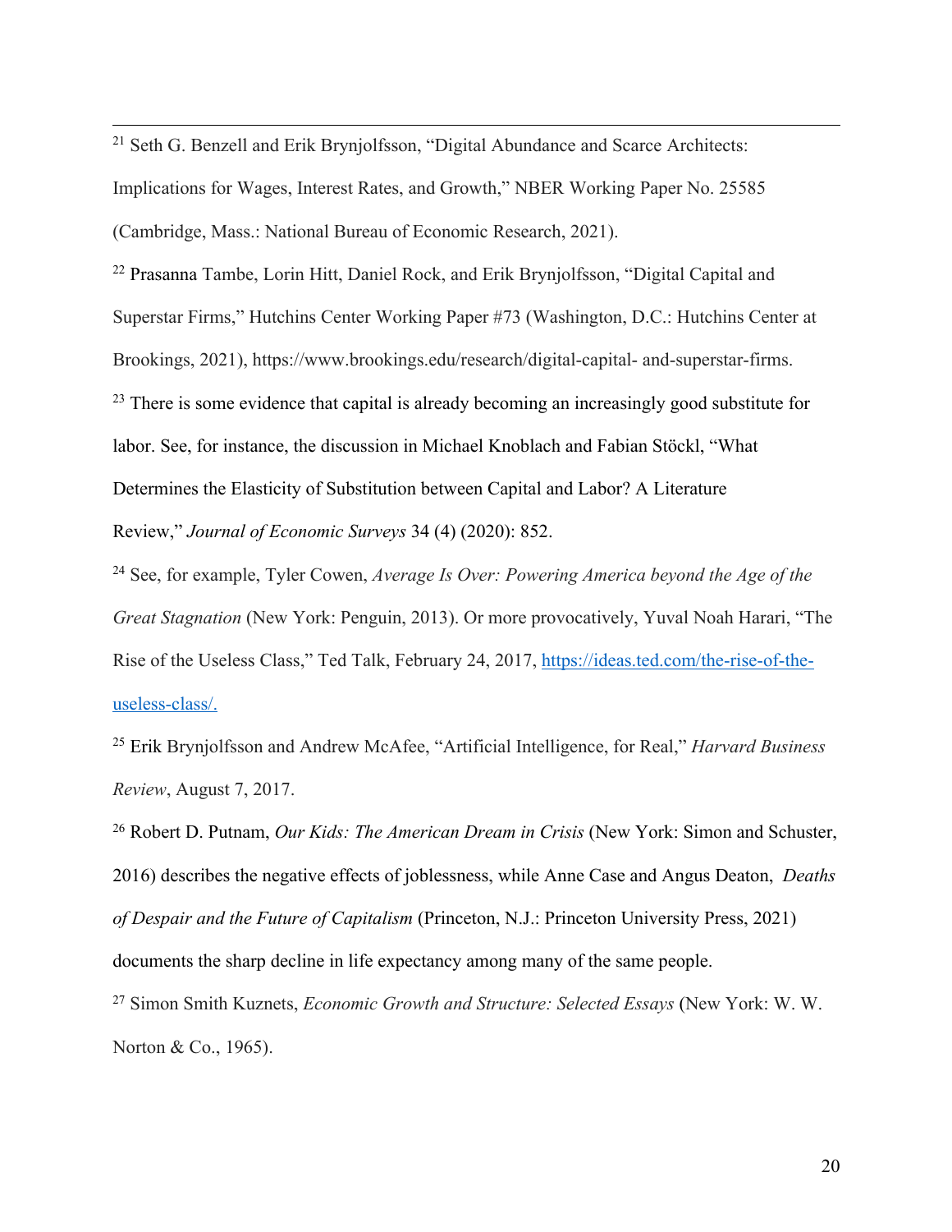[21] Seth G. Benzell and Erik Brynjolfsson, "Digital Abundance and Scarce Architects: Implications for Wages, Interest Rates, and Growth," NBER Working Paper No. 25585 (Cambridge, Mass.: National Bureau of Economic Research, 2021).

[22] Prasanna Tambe, Lorin Hitt, Daniel Rock, and Erik Brynjolfsson, "Digital Capital and Superstar Firms," Hutchins Center Working Paper #73 (Washington, D.C.: Hutchins Center at Brookings, 2021), https://www.brookings.edu/research/digital-capital- and-superstar-firms.

[23] There is some evidence that capital is already becoming an increasingly good substitute for labor. See, for instance, the discussion in Michael Knoblach and Fabian Stöckl, "What Determines the Elasticity of Substitution between Capital and Labor? A Literature Review," *Journal of Economic Surveys* 34 (4) (2020): 852.

[24] See, for example, Tyler Cowen, *Average Is Over: Powering America beyond the Age of the Great Stagnation* (New York: Penguin, 2013). Or more provocatively, Yuval Noah Harari, "The Rise of the Useless Class," Ted Talk, February 24, 2017, [https://ideas.ted.com/the-rise-of-the-useless-class/.](https://ideas.ted.com/the-rise-of-the-useless-class/)

[25] Erik Brynjolfsson and Andrew McAfee, "Artificial Intelligence, for Real," *Harvard Business Review*, August 7, 2017.

[26] Robert D. Putnam, *Our Kids: The American Dream in Crisis* (New York: Simon and Schuster, 2016) describes the negative effects of joblessness, while Anne Case and Angus Deaton, *Deaths of Despair and the Future of Capitalism* (Princeton, N.J.: Princeton University Press, 2021) documents the sharp decline in life expectancy among many of the same people.

[27] Simon Smith Kuznets, *Economic Growth and Structure: Selected Essays* (New York: W. W. Norton & Co., 1965).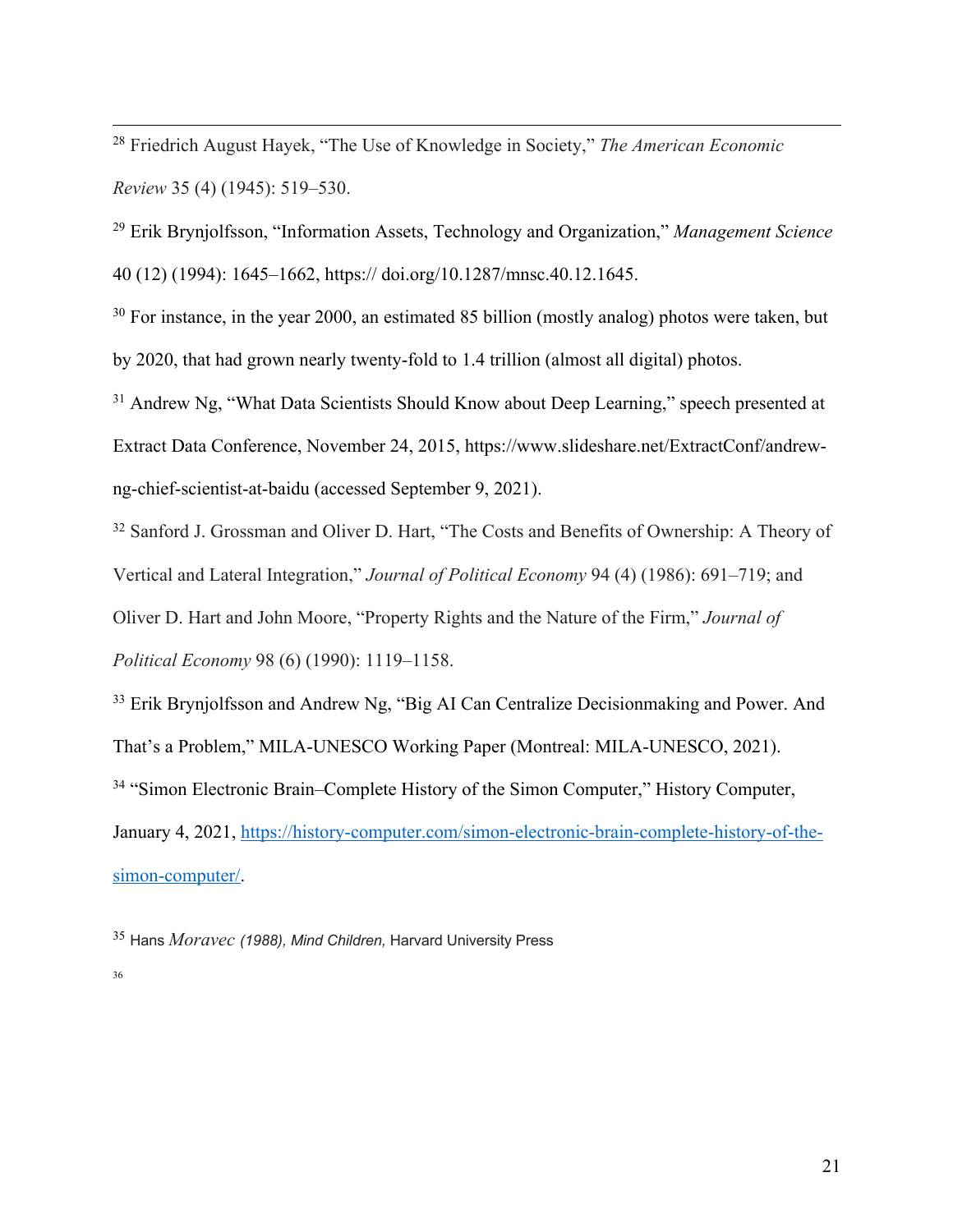[28] Friedrich August Hayek, "The Use of Knowledge in Society," *The American Economic Review* 35 (4) (1945): 519–530.

[29] Erik Brynjolfsson, "Information Assets, Technology and Organization," *Management Science* 40 (12) (1994): 1645–1662, https:// doi.org/10.1287/mnsc.40.12.1645.

[30] For instance, in the year 2000, an estimated 85 billion (mostly analog) photos were taken, but by 2020, that had grown nearly twenty-fold to 1.4 trillion (almost all digital) photos.

[31] Andrew Ng, "What Data Scientists Should Know about Deep Learning," speech presented at Extract Data Conference, November 24, 2015, https://www.slideshare.net/ExtractConf/andrew-ng-chief-scientist-at-baidu (accessed September 9, 2021).

[32] Sanford J. Grossman and Oliver D. Hart, "The Costs and Benefits of Ownership: A Theory of Vertical and Lateral Integration," *Journal of Political Economy* 94 (4) (1986): 691–719; and Oliver D. Hart and John Moore, "Property Rights and the Nature of the Firm," *Journal of Political Economy* 98 (6) (1990): 1119–1158.

[33] Erik Brynjolfsson and Andrew Ng, "Big AI Can Centralize Decisionmaking and Power. And That's a Problem," MILA-UNESCO Working Paper (Montreal: MILA-UNESCO, 2021).

[34] "Simon Electronic Brain–Complete History of the Simon Computer," History Computer, January 4, 2021, https://history-computer.com/simon-electronic-brain-complete-history-of-the-simon-computer/.

[35] Hans *Moravec (1988), Mind Children,* Harvard University Press

[36]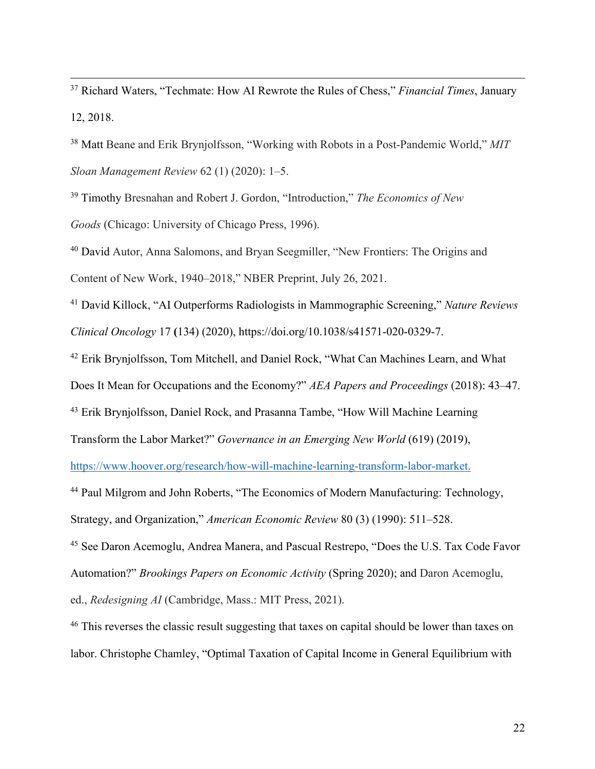[37] Richard Waters, "Techmate: How AI Rewrote the Rules of Chess," *Financial Times*, January 12, 2018.

[38] Matt Beane and Erik Brynjolfsson, "Working with Robots in a Post-Pandemic World," *MIT Sloan Management Review* 62 (1) (2020): 1–5.

[39] Timothy Bresnahan and Robert J. Gordon, "Introduction," *The Economics of New Goods* (Chicago: University of Chicago Press, 1996).

[40] David Autor, Anna Salomons, and Bryan Seegmiller, "New Frontiers: The Origins and Content of New Work, 1940–2018," NBER Preprint, July 26, 2021.

[41] David Killock, "AI Outperforms Radiologists in Mammographic Screening," *Nature Reviews Clinical Oncology* 17 **(**134) (2020), https://doi.org/10.1038/s41571-020-0329-7.

[42] Erik Brynjolfsson, Tom Mitchell, and Daniel Rock, "What Can Machines Learn, and What Does It Mean for Occupations and the Economy?" *AEA Papers and Proceedings* (2018): 43–47.

[43] Erik Brynjolfsson, Daniel Rock, and Prasanna Tambe, "How Will Machine Learning Transform the Labor Market?" *Governance in an Emerging New World* (619) (2019), https://www.hoover.org/research/how-will-machine-learning-transform-labor-market.

[44] Paul Milgrom and John Roberts, "The Economics of Modern Manufacturing: Technology, Strategy, and Organization," *American Economic Review* 80 (3) (1990): 511–528.

[45] See Daron Acemoglu, Andrea Manera, and Pascual Restrepo, "Does the U.S. Tax Code Favor Automation?" *Brookings Papers on Economic Activity* (Spring 2020); and Daron Acemoglu, ed., *Redesigning AI* (Cambridge, Mass.: MIT Press, 2021).

[46] This reverses the classic result suggesting that taxes on capital should be lower than taxes on labor. Christophe Chamley, "Optimal Taxation of Capital Income in General Equilibrium with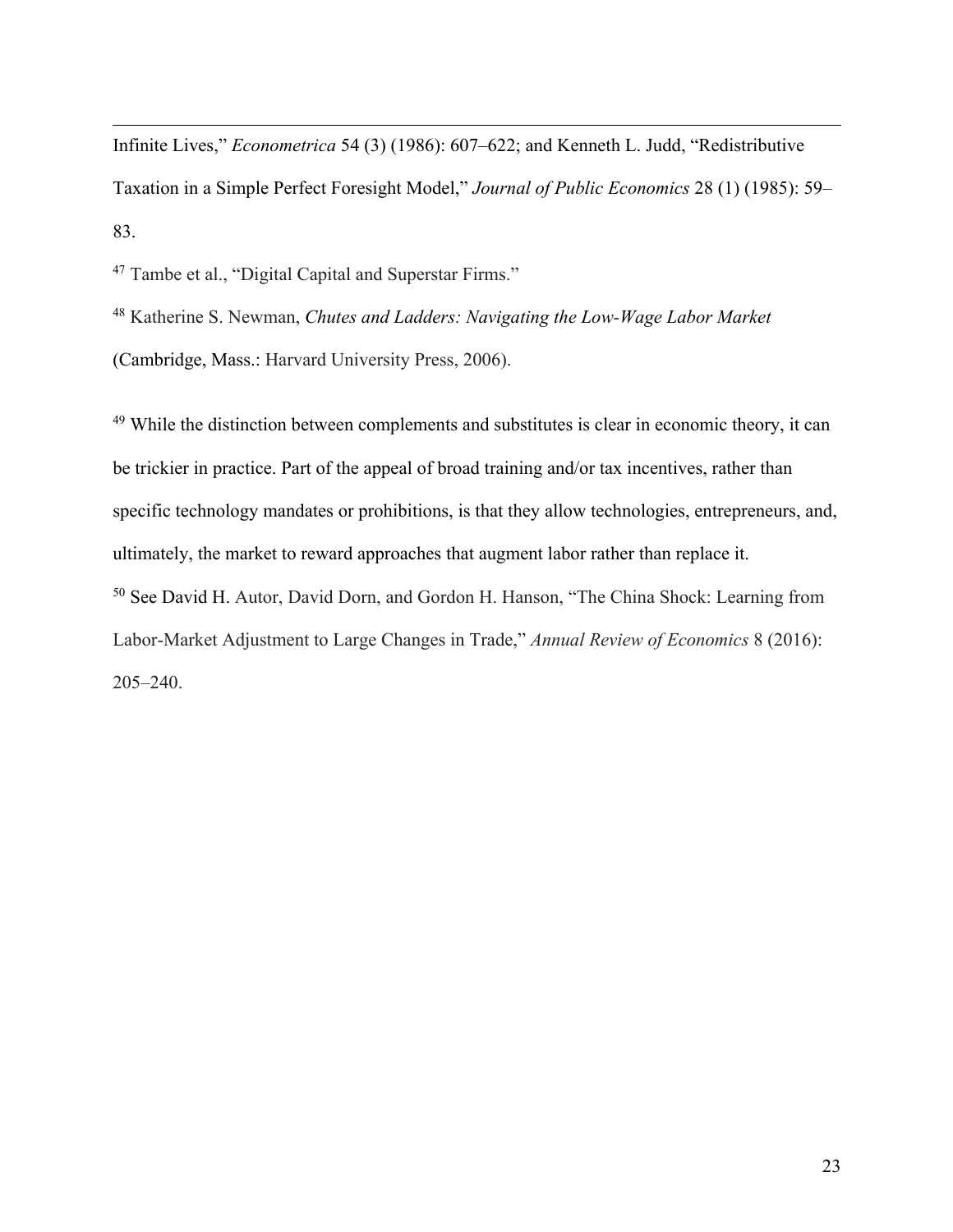Infinite Lives," *Econometrica* 54 (3) (1986): 607–622; and Kenneth L. Judd, "Redistributive Taxation in a Simple Perfect Foresight Model," *Journal of Public Economics* 28 (1) (1985): 59–83.

[47] Tambe et al., "Digital Capital and Superstar Firms."

[48] Katherine S. Newman, *Chutes and Ladders: Navigating the Low-Wage Labor Market* (Cambridge, Mass.: Harvard University Press, 2006).

[49] While the distinction between complements and substitutes is clear in economic theory, it can be trickier in practice. Part of the appeal of broad training and/or tax incentives, rather than specific technology mandates or prohibitions, is that they allow technologies, entrepreneurs, and, ultimately, the market to reward approaches that augment labor rather than replace it.

[50] See David H. Autor, David Dorn, and Gordon H. Hanson, "The China Shock: Learning from Labor-Market Adjustment to Large Changes in Trade," *Annual Review of Economics* 8 (2016): 205–240.